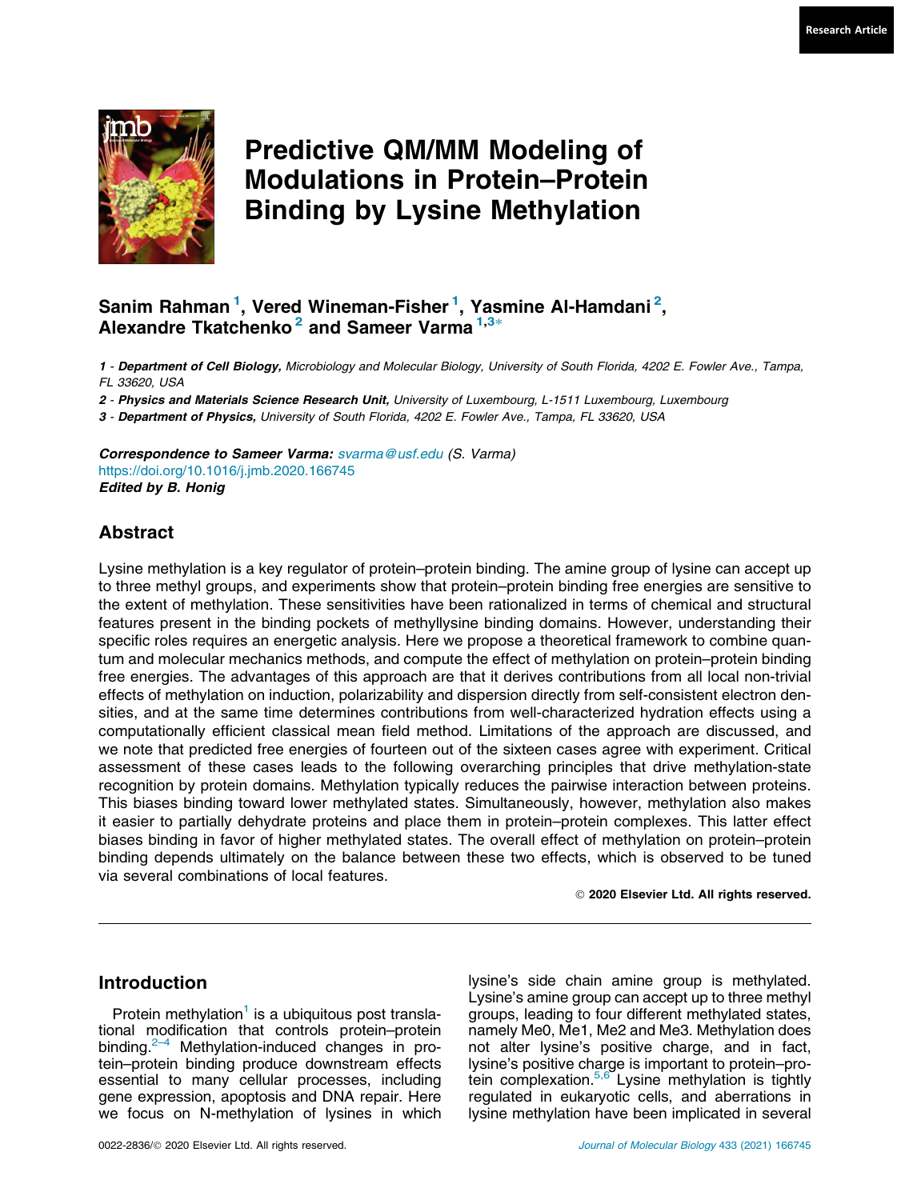# Predictive QM/MM Modeling of Modulations in Protein–Protein Binding by Lysine Methylation

**Sanim Rahman [1], Vered Wineman-Fisher [1], Yasmine Al-Hamdani [2], Alexandre Tkatchenko [2] and Sameer Varma [1,3*]**

1 - *Department of Cell Biology, Microbiology and Molecular Biology, University of South Florida, 4202 E. Fowler Ave., Tampa, FL 33620, USA*

2 - *Physics and Materials Science Research Unit, University of Luxembourg, L-1511 Luxembourg, Luxembourg*

3 - *Department of Physics, University of South Florida, 4202 E. Fowler Ave., Tampa, FL 33620, USA*

***Correspondence to Sameer Varma:*** *svarma@usf.edu (S. Varma)*
https://doi.org/10.1016/j.jmb.2020.166745
***Edited by B. Honig***

## Abstract

Lysine methylation is a key regulator of protein–protein binding. The amine group of lysine can accept up to three methyl groups, and experiments show that protein–protein binding free energies are sensitive to the extent of methylation. These sensitivities have been rationalized in terms of chemical and structural features present in the binding pockets of methyllysine binding domains. However, understanding their specific roles requires an energetic analysis. Here we propose a theoretical framework to combine quantum and molecular mechanics methods, and compute the effect of methylation on protein–protein binding free energies. The advantages of this approach are that it derives contributions from all local non-trivial effects of methylation on induction, polarizability and dispersion directly from self-consistent electron densities, and at the same time determines contributions from well-characterized hydration effects using a computationally efficient classical mean field method. Limitations of the approach are discussed, and we note that predicted free energies of fourteen out of the sixteen cases agree with experiment. Critical assessment of these cases leads to the following overarching principles that drive methylation-state recognition by protein domains. Methylation typically reduces the pairwise interaction between proteins. This biases binding toward lower methylated states. Simultaneously, however, methylation also makes it easier to partially dehydrate proteins and place them in protein–protein complexes. This latter effect biases binding in favor of higher methylated states. The overall effect of methylation on protein–protein binding depends ultimately on the balance between these two effects, which is observed to be tuned via several combinations of local features.

© 2020 Elsevier Ltd. All rights reserved.

## Introduction

Protein methylation[1] is a ubiquitous post translational modification that controls protein–protein binding.[2–4] Methylation-induced changes in protein–protein binding produce downstream effects essential to many cellular processes, including gene expression, apoptosis and DNA repair. Here we focus on N-methylation of lysines in which lysine's side chain amine group is methylated. Lysine's amine group can accept up to three methyl groups, leading to four different methylated states, namely Me0, Me1, Me2 and Me3. Methylation does not alter lysine's positive charge, and in fact, lysine's positive charge is important to protein–protein complexation.[5,6] Lysine methylation is tightly regulated in eukaryotic cells, and aberrations in lysine methylation have been implicated in several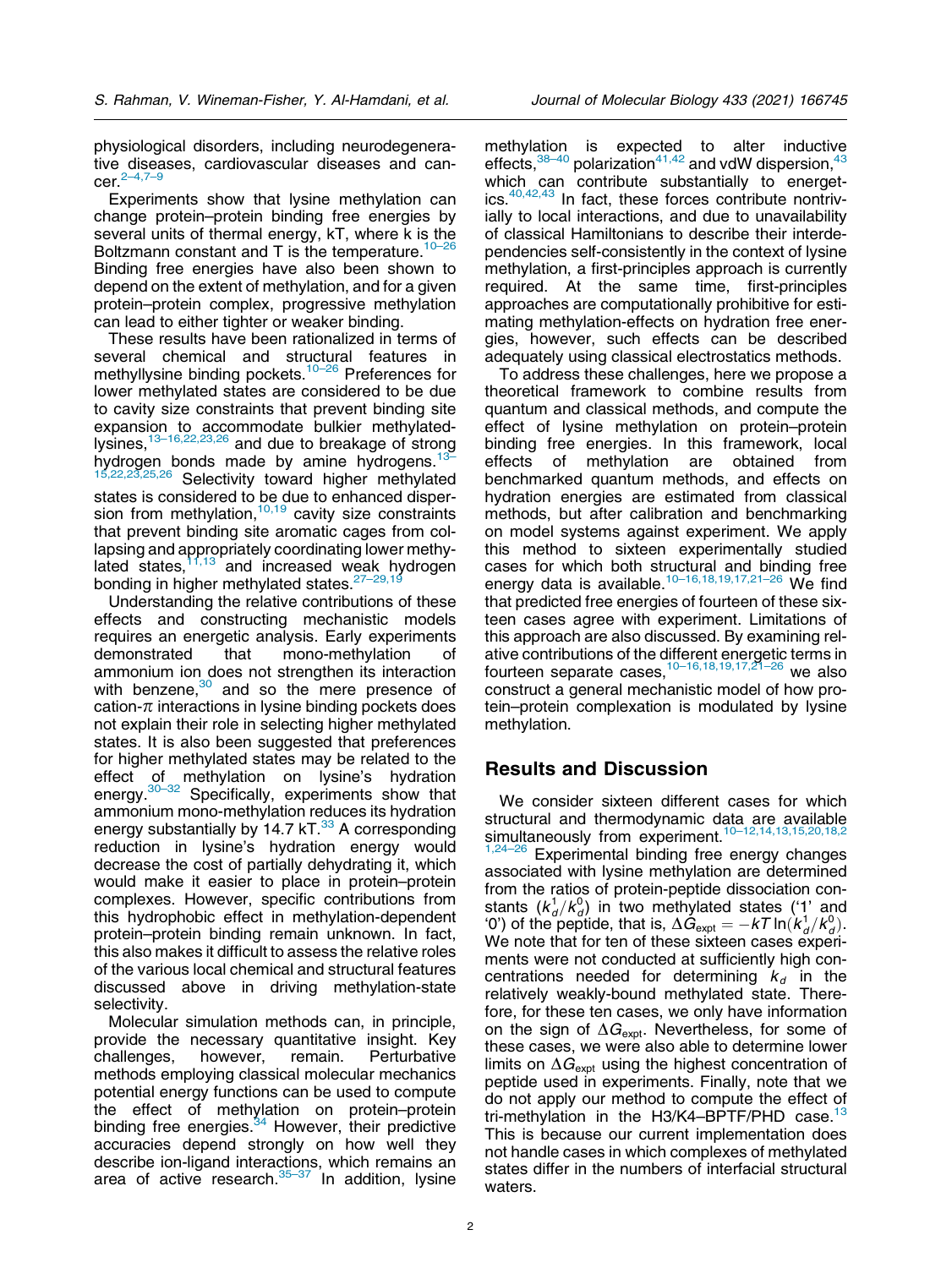physiological disorders, including neurodegenerative diseases, cardiovascular diseases and cancer.[2–4,7–9]

Experiments show that lysine methylation can change protein–protein binding free energies by several units of thermal energy, kT, where k is the Boltzmann constant and T is the temperature.[10–26] Binding free energies have also been shown to depend on the extent of methylation, and for a given protein–protein complex, progressive methylation can lead to either tighter or weaker binding.

These results have been rationalized in terms of several chemical and structural features in methyllysine binding pockets.[10–26] Preferences for lower methylated states are considered to be due to cavity size constraints that prevent binding site expansion to accommodate bulkier methylated-lysines,[13–16,22,23,26] and due to breakage of strong hydrogen bonds made by amine hydrogens.[13–15,22,23,25,26] Selectivity toward higher methylated states is considered to be due to enhanced dispersion from methylation,[10,19] cavity size constraints that prevent binding site aromatic cages from collapsing and appropriately coordinating lower methylated states,[11,13] and increased weak hydrogen bonding in higher methylated states.[27–29,19]

Understanding the relative contributions of these effects and constructing mechanistic models requires an energetic analysis. Early experiments demonstrated that mono-methylation of ammonium ion does not strengthen its interaction with benzene,[30] and so the mere presence of cation-$\pi$ interactions in lysine binding pockets does not explain their role in selecting higher methylated states. It is also been suggested that preferences for higher methylated states may be related to the effect of methylation on lysine's hydration energy.[30–32] Specifically, experiments show that ammonium mono-methylation reduces its hydration energy substantially by 14.7 kT.[33] A corresponding reduction in lysine's hydration energy would decrease the cost of partially dehydrating it, which would make it easier to place in protein–protein complexes. However, specific contributions from this hydrophobic effect in methylation-dependent protein–protein binding remain unknown. In fact, this also makes it difficult to assess the relative roles of the various local chemical and structural features discussed above in driving methylation-state selectivity.

Molecular simulation methods can, in principle, provide the necessary quantitative insight. Key challenges, however, remain. Perturbative methods employing classical molecular mechanics potential energy functions can be used to compute the effect of methylation on protein–protein binding free energies.[34] However, their predictive accuracies depend strongly on how well they describe ion-ligand interactions, which remains an area of active research.[35–37] In addition, lysine methylation is expected to alter inductive effects,[38–40] polarization[41,42] and vdW dispersion,[43] which can contribute substantially to energetics.[40,42,43] In fact, these forces contribute nontrivially to local interactions, and due to unavailability of classical Hamiltonians to describe their interdependencies self-consistently in the context of lysine methylation, a first-principles approach is currently required. At the same time, first-principles approaches are computationally prohibitive for estimating methylation-effects on hydration free energies, however, such effects can be described adequately using classical electrostatics methods.

To address these challenges, here we propose a theoretical framework to combine results from quantum and classical methods, and compute the effect of lysine methylation on protein–protein binding free energies. In this framework, local effects of methylation are obtained from benchmarked quantum methods, and effects on hydration energies are estimated from classical methods, but after calibration and benchmarking on model systems against experiment. We apply this method to sixteen experimentally studied cases for which both structural and binding free energy data is available.[10–16,18,19,17,21–26] We find that predicted free energies of fourteen of these sixteen cases agree with experiment. Limitations of this approach are also discussed. By examining relative contributions of the different energetic terms in fourteen separate cases,[10–16,18,19,17,21–26] we also construct a general mechanistic model of how protein–protein complexation is modulated by lysine methylation.

## Results and Discussion

We consider sixteen different cases for which structural and thermodynamic data are available simultaneously from experiment.[10–12,14,13,15,20,18,21,24–26] Experimental binding free energy changes associated with lysine methylation are determined from the ratios of protein-peptide dissociation constants ($k_d^1/k_d^0$) in two methylated states ('1' and '0') of the peptide, that is, $\Delta G_{\text{expt}} = -kT\ln(k_d^1/k_d^0)$. We note that for ten of these sixteen cases experiments were not conducted at sufficiently high concentrations needed for determining $k_d$ in the relatively weakly-bound methylated state. Therefore, for these ten cases, we only have information on the sign of $\Delta G_{\text{expt}}$. Nevertheless, for some of these cases, we were also able to determine lower limits on $\Delta G_{\text{expt}}$ using the highest concentration of peptide used in experiments. Finally, note that we do not apply our method to compute the effect of tri-methylation in the H3/K4–BPTF/PHD case.[13] This is because our current implementation does not handle cases in which complexes of methylated states differ in the numbers of interfacial structural waters.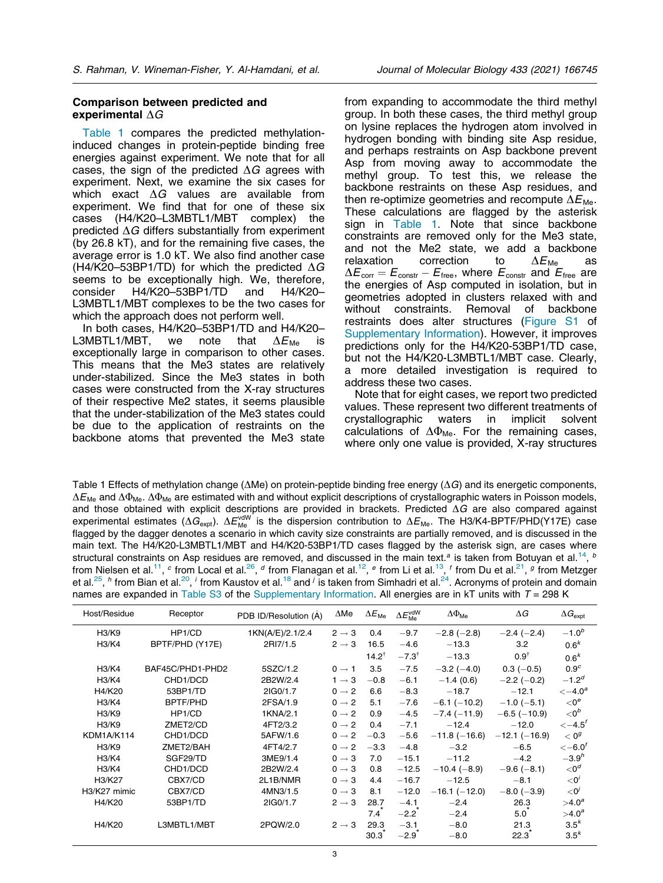### Comparison between predicted and experimental $\Delta G$

Table 1 compares the predicted methylation-induced changes in protein-peptide binding free energies against experiment. We note that for all cases, the sign of the predicted $\Delta G$ agrees with experiment. Next, we examine the six cases for which exact $\Delta G$ values are available from experiment. We find that for one of these six cases (H4/K20–L3MBTL1/MBT complex) the predicted $\Delta G$ differs substantially from experiment (by 26.8 kT), and for the remaining five cases, the average error is 1.0 kT. We also find another case (H4/K20–53BP1/TD) for which the predicted $\Delta G$ seems to be exceptionally high. We, therefore, consider H4/K20–53BP1/TD and H4/K20–L3MBTL1/MBT complexes to be the two cases for which the approach does not perform well.

In both cases, H4/K20–53BP1/TD and H4/K20–L3MBTL1/MBT, we note that $\Delta E_{Me}$ is exceptionally large in comparison to other cases. This means that the Me3 states are relatively under-stabilized. Since the Me3 states in both cases were constructed from the X-ray structures of their respective Me2 states, it seems plausible that the under-stabilization of the Me3 states could be due to the application of restraints on the backbone atoms that prevented the Me3 state from expanding to accommodate the third methyl group. In both these cases, the third methyl group on lysine replaces the hydrogen atom involved in hydrogen bonding with binding site Asp residue, and perhaps restraints on Asp backbone prevent Asp from moving away to accommodate the methyl group. To test this, we release the backbone restraints on these Asp residues, and then re-optimize geometries and recompute $\Delta E_{Me}$. These calculations are flagged by the asterisk sign in Table 1. Note that since backbone constraints are removed only for the Me3 state, and not the Me2 state, we add a backbone relaxation correction to $\Delta E_{Me}$ as $\Delta E_{corr} = E_{constr} - E_{free}$, where $E_{constr}$ and $E_{free}$ are the energies of Asp computed in isolation, but in geometries adopted in clusters relaxed with and without constraints. Removal of backbone restraints does alter structures (Figure S1 of Supplementary Information). However, it improves predictions only for the H4/K20-53BP1/TD case, but not the H4/K20-L3MBTL1/MBT case. Clearly, a more detailed investigation is required to address these two cases.

Note that for eight cases, we report two predicted values. These represent two different treatments of crystallographic waters in implicit solvent calculations of $\Delta\Phi_{Me}$. For the remaining cases, where only one value is provided, X-ray structures

Table 1 Effects of methylation change ($\Delta$Me) on protein-peptide binding free energy ($\Delta G$) and its energetic components, $\Delta E_{Me}$ and $\Delta\Phi_{Me}$. $\Delta\Phi_{Me}$ are estimated with and without explicit descriptions of crystallographic waters in Poisson models, and those obtained with explicit descriptions are provided in brackets. Predicted $\Delta G$ are also compared against experimental estimates ($\Delta G_{expt}$). $\Delta E^{vdW}_{Me}$ is the dispersion contribution to $\Delta E_{Me}$. The H3/K4-BPTF/PHD(Y17E) case flagged by the dagger denotes a scenario in which cavity size constraints are partially removed, and is discussed in the main text. The H4/K20-L3MBTL1/MBT and H4/K20-53BP1/TD cases flagged by the asterisk sign, are cases where structural constraints on Asp residues are removed, and discussed in the main text.[a] is taken from Botuyan et al.[14], [b] from Nielsen et al.[11], [c] from Local et al.[26], [d] from Flanagan et al.[12], [e] from Li et al.[13], [f] from Du et al.[21], [g] from Metzger et al.[25], [h] from Bian et al.[20], [i] from Kaustov et al.[18] and [j] is taken from Simhadri et al.[24]. Acronyms of protein and domain names are expanded in Table S3 of the Supplementary Information. All energies are in kT units with $T$ = 298 K

| Host/Residue | Receptor | PDB ID/Resolution (Å) | $\Delta$Me | $\Delta E_{Me}$ | $\Delta E^{vdW}_{Me}$ | $\Delta\Phi_{Me}$ | $\Delta G$ | $\Delta G_{expt}$ |
|---|---|---|---|---|---|---|---|---|
| H3/K9 | HP1/CD | 1KN(A/E)/2.1/2.4 | 2 → 3 | 0.4 | −9.7 | −2.8 (−2.8) | −2.4 (−2.4) | −1.0[b] |
| H3/K4 | BPTF/PHD (Y17E) | 2RI7/1.5 | 2 → 3 | 16.5 | −4.6 | −13.3 | 3.2 | 0.6[k] |
| | | | | 14.2† | −7.3† | −13.3 | 0.9† | 0.6[k] |
| H3/K4 | BAF45C/PHD1-PHD2 | 5SZC/1.2 | 0 → 1 | 3.5 | −7.5 | −3.2 (−4.0) | 0.3 (−0.5) | 0.9[c] |
| H3/K4 | CHD1/DCD | 2B2W/2.4 | 1 → 3 | −0.8 | −6.1 | −1.4 (0.6) | −2.2 (−0.2) | −1.2[d] |
| H4/K20 | 53BP1/TD | 2IG0/1.7 | 0 → 2 | 6.6 | −8.3 | −18.7 | −12.1 | <−4.0[a] |
| H3/K4 | BPTF/PHD | 2FSA/1.9 | 0 → 2 | 5.1 | −7.6 | −6.1 (−10.2) | −1.0 (−5.1) | <0[e] |
| H3/K9 | HP1/CD | 1KNA/2.1 | 0 → 2 | 0.9 | −4.5 | −7.4 (−11.9) | −6.5 (−10.9) | <0[b] |
| H3/K9 | ZMET2/CD | 4FT2/3.2 | 0 → 2 | 0.4 | −7.1 | −12.4 | −12.0 | <−4.5[f] |
| KDM1A/K114 | CHD1/DCD | 5AFW/1.6 | 0 → 2 | −0.3 | −5.6 | −11.8 (−16.6) | −12.1 (−16.9) | < 0[g] |
| H3/K9 | ZMET2/BAH | 4FT4/2.7 | 0 → 2 | −3.3 | −4.8 | −3.2 | −6.5 | <−6.0[f] |
| H3/K4 | SGF29/TD | 3ME9/1.4 | 0 → 3 | 7.0 | −15.1 | −11.2 | −4.2 | −3.9[h] |
| H3/K4 | CHD1/DCD | 2B2W/2.4 | 0 → 3 | 0.8 | −12.5 | −10.4 (−8.9) | −9.6 (−8.1) | <0[d] |
| H3/K27 | CBX7/CD | 2L1B/NMR | 0 → 3 | 4.4 | −16.7 | −12.5 | −8.1 | <0[i] |
| H3/K27 mimic | CBX7/CD | 4MN3/1.5 | 0 → 3 | 8.1 | −12.0 | −16.1 (−12.0) | −8.0 (−3.9) | <0[j] |
| H4/K20 | 53BP1/TD | 2IG0/1.7 | 2 → 3 | 28.7 | −4.1 | −2.4 | 26.3 | >4.0[a] |
| | | | | 7.4* | −2.2* | −2.4 | 5.0* | >4.0[a] |
| H4/K20 | L3MBTL1/MBT | 2PQW/2.0 | 2 → 3 | 29.3 | −3.1 | −8.0 | 21.3 | 3.5[k] |
| | | | | 30.3* | −2.9* | −8.0 | 22.3* | 3.5[k] |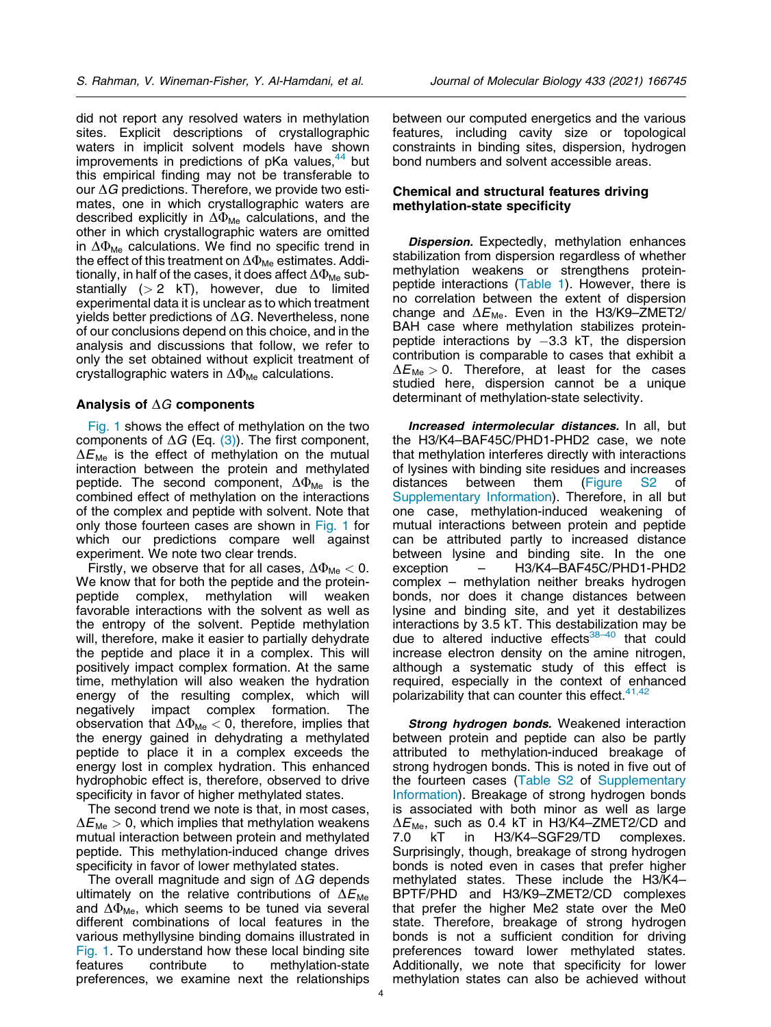did not report any resolved waters in methylation sites. Explicit descriptions of crystallographic waters in implicit solvent models have shown improvements in predictions of pKa values,[44] but this empirical finding may not be transferable to our $\Delta G$ predictions. Therefore, we provide two estimates, one in which crystallographic waters are described explicitly in $\Delta\Phi_{Me}$ calculations, and the other in which crystallographic waters are omitted in $\Delta\Phi_{Me}$ calculations. We find no specific trend in the effect of this treatment on $\Delta\Phi_{Me}$ estimates. Additionally, in half of the cases, it does affect $\Delta\Phi_{Me}$ substantially ($> 2$ kT), however, due to limited experimental data it is unclear as to which treatment yields better predictions of $\Delta G$. Nevertheless, none of our conclusions depend on this choice, and in the analysis and discussions that follow, we refer to only the set obtained without explicit treatment of crystallographic waters in $\Delta\Phi_{Me}$ calculations.

## Analysis of $\Delta G$ components

Fig. 1 shows the effect of methylation on the two components of $\Delta G$ (Eq. (3)). The first component, $\Delta E_{Me}$ is the effect of methylation on the mutual interaction between the protein and methylated peptide. The second component, $\Delta\Phi_{Me}$ is the combined effect of methylation on the interactions of the complex and peptide with solvent. Note that only those fourteen cases are shown in Fig. 1 for which our predictions compare well against experiment. We note two clear trends.

Firstly, we observe that for all cases, $\Delta\Phi_{Me} < 0$. We know that for both the peptide and the protein-peptide complex, methylation will weaken favorable interactions with the solvent as well as the entropy of the solvent. Peptide methylation will, therefore, make it easier to partially dehydrate the peptide and place it in a complex. This will positively impact complex formation. At the same time, methylation will also weaken the hydration energy of the resulting complex, which will negatively impact complex formation. The observation that $\Delta\Phi_{Me} < 0$, therefore, implies that the energy gained in dehydrating a methylated peptide to place it in a complex exceeds the energy lost in complex hydration. This enhanced hydrophobic effect is, therefore, observed to drive specificity in favor of higher methylated states.

The second trend we note is that, in most cases, $\Delta E_{Me} > 0$, which implies that methylation weakens mutual interaction between protein and methylated peptide. This methylation-induced change drives specificity in favor of lower methylated states.

The overall magnitude and sign of $\Delta G$ depends ultimately on the relative contributions of $\Delta E_{Me}$ and $\Delta\Phi_{Me}$, which seems to be tuned via several different combinations of local features in the various methyllysine binding domains illustrated in Fig. 1. To understand how these local binding site features contribute to methylation-state preferences, we examine next the relationships between our computed energetics and the various features, including cavity size or topological constraints in binding sites, dispersion, hydrogen bond numbers and solvent accessible areas.

## Chemical and structural features driving methylation-state specificity

***Dispersion.*** Expectedly, methylation enhances stabilization from dispersion regardless of whether methylation weakens or strengthens protein-peptide interactions (Table 1). However, there is no correlation between the extent of dispersion change and $\Delta E_{Me}$. Even in the H3/K9–ZMET2/BAH case where methylation stabilizes protein-peptide interactions by $-3.3$ kT, the dispersion contribution is comparable to cases that exhibit a $\Delta E_{Me} > 0$. Therefore, at least for the cases studied here, dispersion cannot be a unique determinant of methylation-state selectivity.

***Increased intermolecular distances.*** In all, but the H3/K4–BAF45C/PHD1-PHD2 case, we note that methylation interferes directly with interactions of lysines with binding site residues and increases distances between them (Figure S2 of Supplementary Information). Therefore, in all but one case, methylation-induced weakening of mutual interactions between protein and peptide can be attributed partly to increased distance between lysine and binding site. In the one exception – H3/K4–BAF45C/PHD1-PHD2 complex – methylation neither breaks hydrogen bonds, nor does it change distances between lysine and binding site, and yet it destabilizes interactions by 3.5 kT. This destabilization may be due to altered inductive effects[38–40] that could increase electron density on the amine nitrogen, although a systematic study of this effect is required, especially in the context of enhanced polarizability that can counter this effect.[41,42]

***Strong hydrogen bonds.*** Weakened interaction between protein and peptide can also be partly attributed to methylation-induced breakage of strong hydrogen bonds. This is noted in five out of the fourteen cases (Table S2 of Supplementary Information). Breakage of strong hydrogen bonds is associated with both minor as well as large $\Delta E_{Me}$, such as 0.4 kT in H3/K4–ZMET2/CD and 7.0 kT in H3/K4–SGF29/TD complexes. Surprisingly, though, breakage of strong hydrogen bonds is noted even in cases that prefer higher methylated states. These include the H3/K4–BPTF/PHD and H3/K9–ZMET2/CD complexes that prefer the higher Me2 state over the Me0 state. Therefore, breakage of strong hydrogen bonds is not a sufficient condition for driving preferences toward lower methylated states. Additionally, we note that specificity for lower methylation states can also be achieved without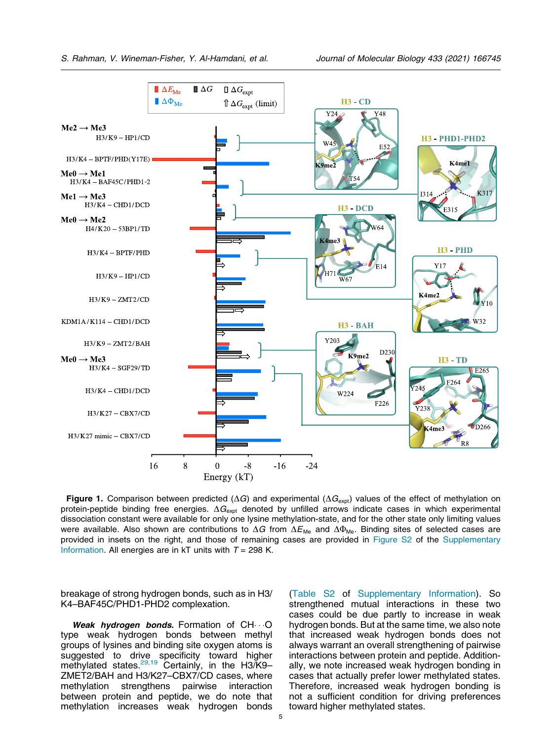**Figure 1.** Comparison between predicted ($\Delta G$) and experimental ($\Delta G_{expt}$) values of the effect of methylation on protein-peptide binding free energies. $\Delta G_{expt}$ denoted by unfilled arrows indicate cases in which experimental dissociation constant were available for only one lysine methylation-state, and for the other state only limiting values were available. Also shown are contributions to $\Delta G$ from $\Delta E_{Me}$ and $\Delta \Phi_{Me}$. Binding sites of selected cases are provided in insets on the right, and those of remaining cases are provided in Figure S2 of the Supplementary Information. All energies are in kT units with $T$ = 298 K.

breakage of strong hydrogen bonds, such as in H3/K4–BAF45C/PHD1-PHD2 complexation.

***Weak hydrogen bonds.*** Formation of CH···O type weak hydrogen bonds between methyl groups of lysines and binding site oxygen atoms is suggested to drive specificity toward higher methylated states.[29,19] Certainly, in the H3/K9–ZMET2/BAH and H3/K27–CBX7/CD cases, where methylation strengthens pairwise interaction between protein and peptide, we do note that methylation increases weak hydrogen bonds (Table S2 of Supplementary Information). So strengthened mutual interactions in these two cases could be due partly to increase in weak hydrogen bonds. But at the same time, we also note that increased weak hydrogen bonds does not always warrant an overall strengthening of pairwise interactions between protein and peptide. Additionally, we note increased weak hydrogen bonding in cases that actually prefer lower methylated states. Therefore, increased weak hydrogen bonding is not a sufficient condition for driving preferences toward higher methylated states.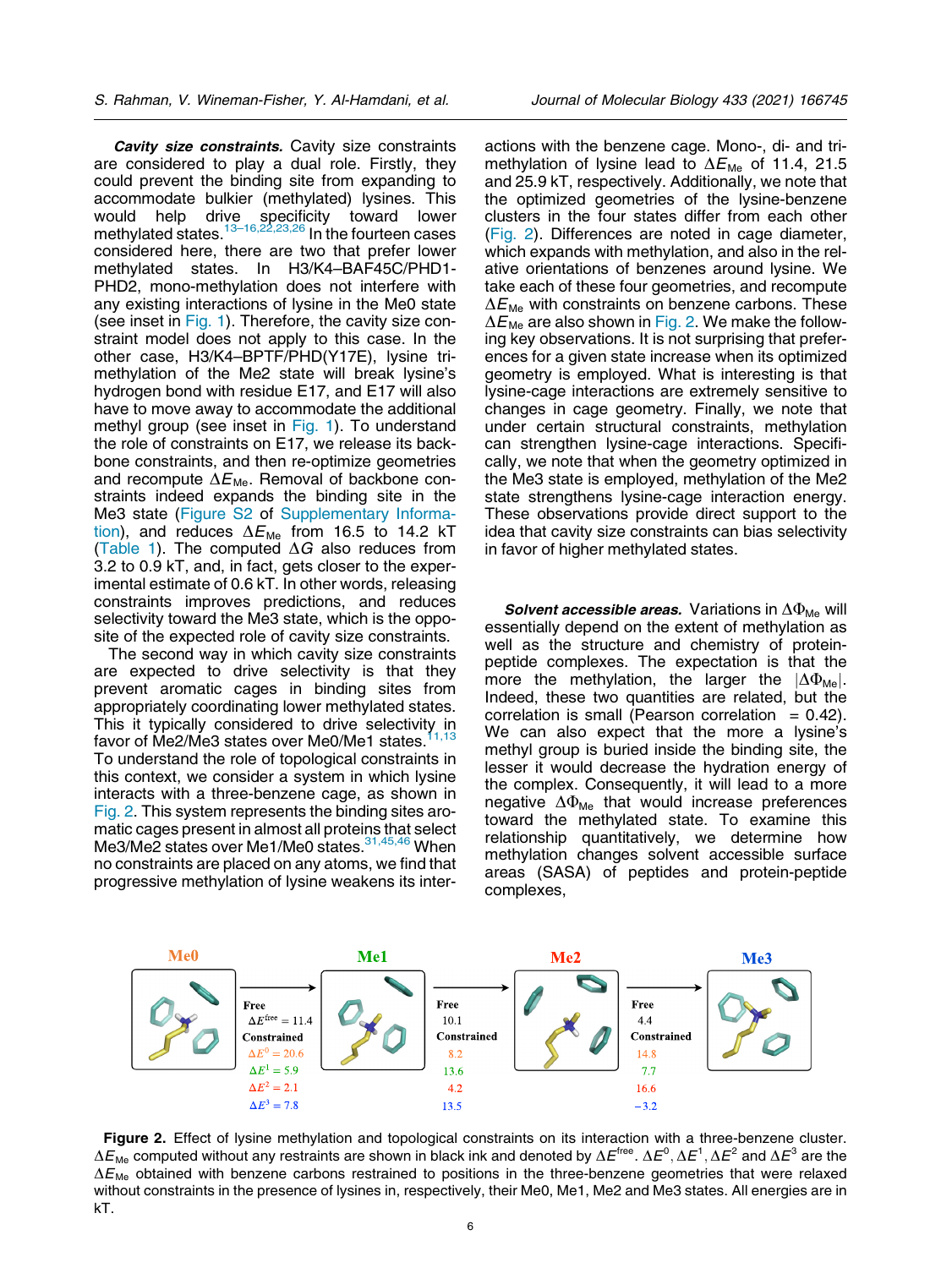***Cavity size constraints.*** Cavity size constraints are considered to play a dual role. Firstly, they could prevent the binding site from expanding to accommodate bulkier (methylated) lysines. This would help drive specificity toward lower methylated states.[13–16,22,23,26] In the fourteen cases considered here, there are two that prefer lower methylated states. In H3/K4–BAF45C/PHD1-PHD2, mono-methylation does not interfere with any existing interactions of lysine in the Me0 state (see inset in Fig. 1). Therefore, the cavity size constraint model does not apply to this case. In the other case, H3/K4–BPTF/PHD(Y17E), lysine trimethylation of the Me2 state will break lysine's hydrogen bond with residue E17, and E17 will also have to move away to accommodate the additional methyl group (see inset in Fig. 1). To understand the role of constraints on E17, we release its backbone constraints, and then re-optimize geometries and recompute $\Delta E_{Me}$. Removal of backbone constraints indeed expands the binding site in the Me3 state (Figure S2 of Supplementary Information), and reduces $\Delta E_{Me}$ from 16.5 to 14.2 kT (Table 1). The computed $\Delta G$ also reduces from 3.2 to 0.9 kT, and, in fact, gets closer to the experimental estimate of 0.6 kT. In other words, releasing constraints improves predictions, and reduces selectivity toward the Me3 state, which is the opposite of the expected role of cavity size constraints.

The second way in which cavity size constraints are expected to drive selectivity is that they prevent aromatic cages in binding sites from appropriately coordinating lower methylated states. This it typically considered to drive selectivity in favor of Me2/Me3 states over Me0/Me1 states.[11,13] To understand the role of topological constraints in this context, we consider a system in which lysine interacts with a three-benzene cage, as shown in Fig. 2. This system represents the binding sites aromatic cages present in almost all proteins that select Me3/Me2 states over Me1/Me0 states.[31,45,46] When no constraints are placed on any atoms, we find that progressive methylation of lysine weakens its interactions with the benzene cage. Mono-, di- and tri-methylation of lysine lead to $\Delta E_{Me}$ of 11.4, 21.5 and 25.9 kT, respectively. Additionally, we note that the optimized geometries of the lysine-benzene clusters in the four states differ from each other (Fig. 2). Differences are noted in cage diameter, which expands with methylation, and also in the relative orientations of benzenes around lysine. We take each of these four geometries, and recompute $\Delta E_{Me}$ with constraints on benzene carbons. These $\Delta E_{Me}$ are also shown in Fig. 2. We make the following key observations. It is not surprising that preferences for a given state increase when its optimized geometry is employed. What is interesting is that lysine-cage interactions are extremely sensitive to changes in cage geometry. Finally, we note that under certain structural constraints, methylation can strengthen lysine-cage interactions. Specifically, we note that when the geometry optimized in the Me3 state is employed, methylation of the Me2 state strengthens lysine-cage interaction energy. These observations provide direct support to the idea that cavity size constraints can bias selectivity in favor of higher methylated states.

***Solvent accessible areas.*** Variations in $\Delta\Phi_{Me}$ will essentially depend on the extent of methylation as well as the structure and chemistry of protein-peptide complexes. The expectation is that the more the methylation, the larger the $|\Delta\Phi_{Me}|$. Indeed, these two quantities are related, but the correlation is small (Pearson correlation = 0.42). We can also expect that the more a lysine's methyl group is buried inside the binding site, the lesser it would decrease the hydration energy of the complex. Consequently, it will lead to a more negative $\Delta\Phi_{Me}$ that would increase preferences toward the methylated state. To examine this relationship quantitatively, we determine how methylation changes solvent accessible surface areas (SASA) of peptides and protein-peptide complexes,

| | Me0 → Me1 | Me1 → Me2 | Me2 → Me3 |
|---|---|---|---|
| Free | $\Delta E^{free} = 11.4$ | 10.1 | 4.4 |
| Constrained $\Delta E^0$ | 20.6 | 8.2 | 14.8 |
| Constrained $\Delta E^1$ | 5.9 | 13.6 | 7.7 |
| Constrained $\Delta E^2$ | 2.1 | 4.2 | 16.6 |
| Constrained $\Delta E^3$ | 7.8 | 13.5 | −3.2 |

**Figure 2.** Effect of lysine methylation and topological constraints on its interaction with a three-benzene cluster. $\Delta E_{Me}$ computed without any restraints are shown in black ink and denoted by $\Delta E^{free}$. $\Delta E^0$, $\Delta E^1$, $\Delta E^2$ and $\Delta E^3$ are the $\Delta E_{Me}$ obtained with benzene carbons restrained to positions in the three-benzene geometries that were relaxed without constraints in the presence of lysines in, respectively, their Me0, Me1, Me2 and Me3 states. All energies are in kT.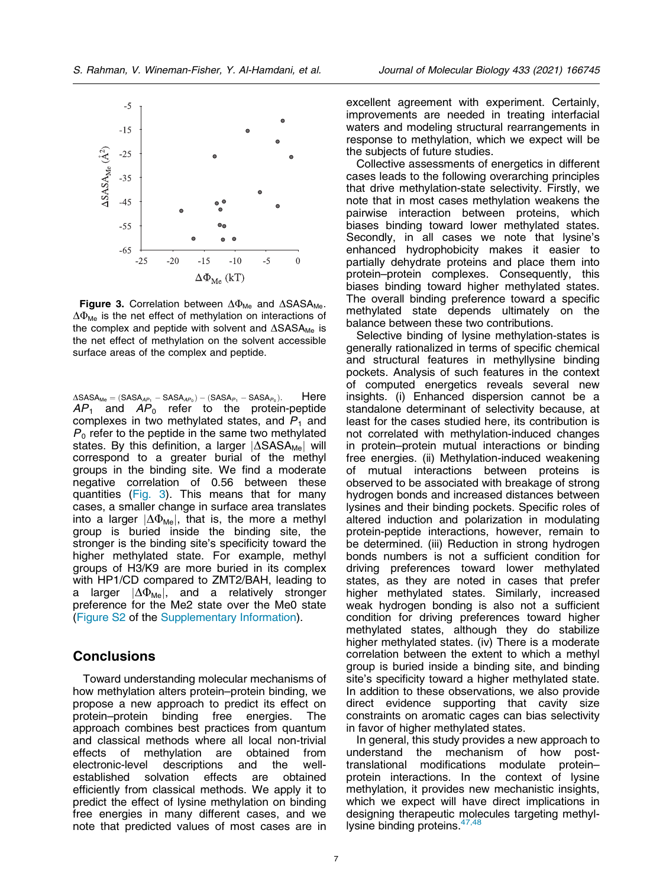**Figure 3.** Correlation between $\Delta\Phi_{Me}$ and $\Delta SASA_{Me}$. $\Delta\Phi_{Me}$ is the net effect of methylation on interactions of the complex and peptide with solvent and $\Delta SASA_{Me}$ is the net effect of methylation on the solvent accessible surface areas of the complex and peptide.

$\Delta SASA_{Me} = (SASA_{AP_1} - SASA_{AP_0}) - (SASA_{P_1} - SASA_{P_0})$. Here $AP_1$ and $AP_0$ refer to the protein-peptide complexes in two methylated states, and $P_1$ and $P_0$ refer to the peptide in the same two methylated states. By this definition, a larger $|\Delta SASA_{Me}|$ will correspond to a greater burial of the methyl groups in the binding site. We find a moderate negative correlation of 0.56 between these quantities (Fig. 3). This means that for many cases, a smaller change in surface area translates into a larger $|\Delta\Phi_{Me}|$, that is, the more a methyl group is buried inside the binding site, the stronger is the binding site's specificity toward the higher methylated state. For example, methyl groups of H3/K9 are more buried in its complex with HP1/CD compared to ZMT2/BAH, leading to a larger $|\Delta\Phi_{Me}|$, and a relatively stronger preference for the Me2 state over the Me0 state (Figure S2 of the Supplementary Information).

## Conclusions

Toward understanding molecular mechanisms of how methylation alters protein–protein binding, we propose a new approach to predict its effect on protein–protein binding free energies. The approach combines best practices from quantum and classical methods where all local non-trivial effects of methylation are obtained from electronic-level descriptions and the well-established solvation effects are obtained efficiently from classical methods. We apply it to predict the effect of lysine methylation on binding free energies in many different cases, and we note that predicted values of most cases are in excellent agreement with experiment. Certainly, improvements are needed in treating interfacial waters and modeling structural rearrangements in response to methylation, which we expect will be the subjects of future studies.

Collective assessments of energetics in different cases leads to the following overarching principles that drive methylation-state selectivity. Firstly, we note that in most cases methylation weakens the pairwise interaction between proteins, which biases binding toward lower methylated states. Secondly, in all cases we note that lysine's enhanced hydrophobicity makes it easier to partially dehydrate proteins and place them into protein–protein complexes. Consequently, this biases binding toward higher methylated states. The overall binding preference toward a specific methylated state depends ultimately on the balance between these two contributions.

Selective binding of lysine methylation-states is generally rationalized in terms of specific chemical and structural features in methyllysine binding pockets. Analysis of such features in the context of computed energetics reveals several new insights. (i) Enhanced dispersion cannot be a standalone determinant of selectivity because, at least for the cases studied here, its contribution is not correlated with methylation-induced changes in protein–protein mutual interactions or binding free energies. (ii) Methylation-induced weakening of mutual interactions between proteins is observed to be associated with breakage of strong hydrogen bonds and increased distances between lysines and their binding pockets. Specific roles of altered induction and polarization in modulating protein-peptide interactions, however, remain to be determined. (iii) Reduction in strong hydrogen bonds numbers is not a sufficient condition for driving preferences toward lower methylated states, as they are noted in cases that prefer higher methylated states. Similarly, increased weak hydrogen bonding is also not a sufficient condition for driving preferences toward higher methylated states, although they do stabilize higher methylated states. (iv) There is a moderate correlation between the extent to which a methyl group is buried inside a binding site, and binding site's specificity toward a higher methylated state. In addition to these observations, we also provide direct evidence supporting that cavity size constraints on aromatic cages can bias selectivity in favor of higher methylated states.

In general, this study provides a new approach to understand the mechanism of how post-translational modifications modulate protein–protein interactions. In the context of lysine methylation, it provides new mechanistic insights, which we expect will have direct implications in designing therapeutic molecules targeting methyl-lysine binding proteins.[47,48]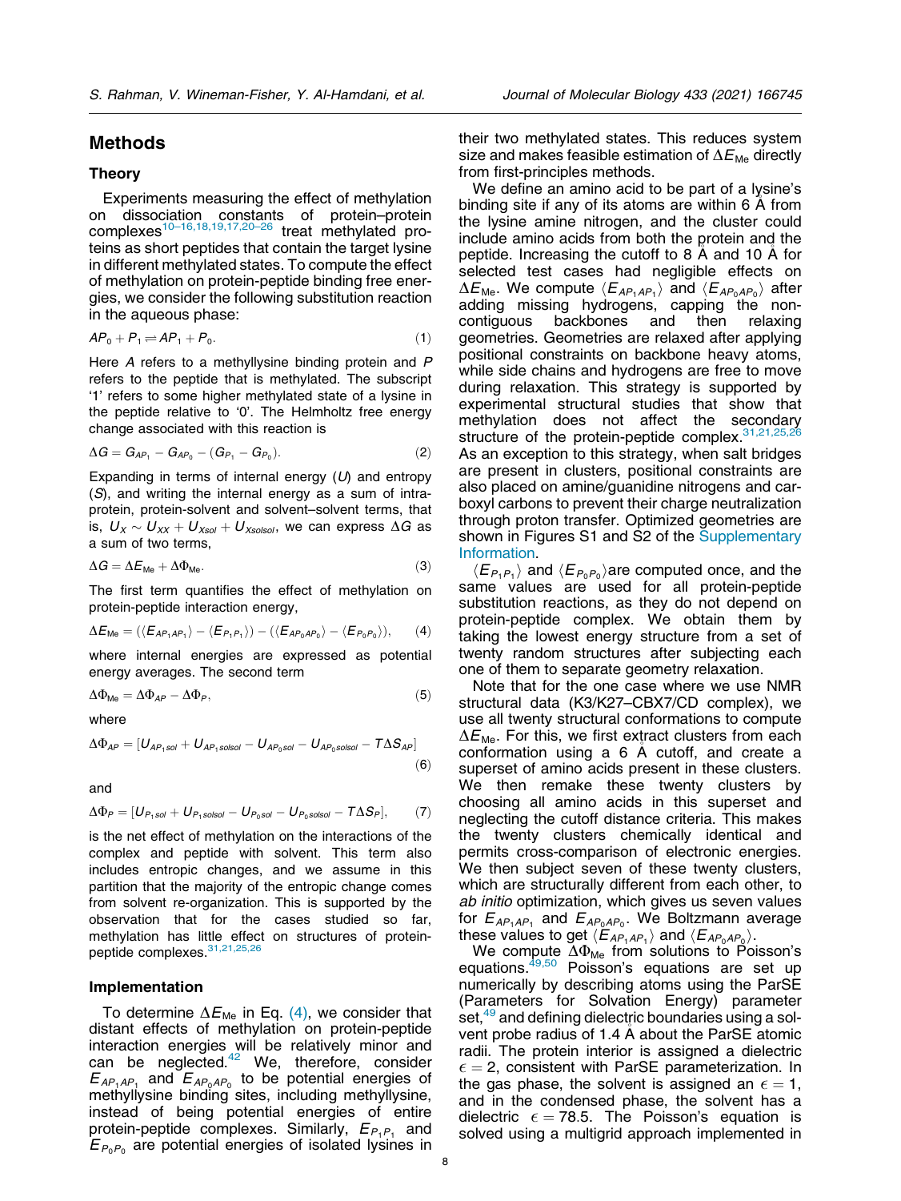## Methods

### Theory

Experiments measuring the effect of methylation on dissociation constants of protein–protein complexes[10–16,18,19,17,20–26] treat methylated proteins as short peptides that contain the target lysine in different methylated states. To compute the effect of methylation on protein-peptide binding free energies, we consider the following substitution reaction in the aqueous phase:

$$AP_0 + P_1 \rightleftharpoons AP_1 + P_0. \tag{1}$$

Here $A$ refers to a methyllysine binding protein and $P$ refers to the peptide that is methylated. The subscript '1' refers to some higher methylated state of a lysine in the peptide relative to '0'. The Helmholtz free energy change associated with this reaction is

$$\Delta G = G_{AP_1} - G_{AP_0} - (G_{P_1} - G_{P_0}). \tag{2}$$

Expanding in terms of internal energy ($U$) and entropy ($S$), and writing the internal energy as a sum of intra-protein, protein-solvent and solvent–solvent terms, that is, $U_X \sim U_{XX} + U_{Xsol} + U_{Xsolsol}$, we can express $\Delta G$ as a sum of two terms,

$$\Delta G = \Delta E_{\mathrm{Me}} + \Delta \Phi_{\mathrm{Me}}. \tag{3}$$

The first term quantifies the effect of methylation on protein-peptide interaction energy,

$$\Delta E_{\mathrm{Me}} = (\langle E_{AP_1AP_1}\rangle - \langle E_{P_1P_1}\rangle) - (\langle E_{AP_0AP_0}\rangle - \langle E_{P_0P_0}\rangle), \tag{4}$$

where internal energies are expressed as potential energy averages. The second term

$$\Delta \Phi_{\mathrm{Me}} = \Delta \Phi_{AP} - \Delta \Phi_{P}, \tag{5}$$

where

$$\Delta \Phi_{AP} = [U_{AP_1sol} + U_{AP_1solsol} - U_{AP_0sol} - U_{AP_0solsol} - T\Delta S_{AP}] \tag{6}$$

and

$$\Delta \Phi_{P} = [U_{P_1sol} + U_{P_1solsol} - U_{P_0sol} - U_{P_0solsol} - T\Delta S_{P}], \tag{7}$$

is the net effect of methylation on the interactions of the complex and peptide with solvent. This term also includes entropic changes, and we assume in this partition that the majority of the entropic change comes from solvent re-organization. This is supported by the observation that for the cases studied so far, methylation has little effect on structures of protein-peptide complexes.[31,21,25,26]

### Implementation

To determine $\Delta E_{\mathrm{Me}}$ in Eq. (4), we consider that distant effects of methylation on protein-peptide interaction energies will be relatively minor and can be neglected.[42] We, therefore, consider $E_{AP_1AP_1}$ and $E_{AP_0AP_0}$ to be potential energies of methyllysine binding sites, including methyllysine, instead of being potential energies of entire protein-peptide complexes. Similarly, $E_{P_1P_1}$ and $E_{P_0P_0}$ are potential energies of isolated lysines in their two methylated states. This reduces system size and makes feasible estimation of $\Delta E_{\mathrm{Me}}$ directly from first-principles methods.

We define an amino acid to be part of a lysine's binding site if any of its atoms are within 6 Å from the lysine amine nitrogen, and the cluster could include amino acids from both the protein and the peptide. Increasing the cutoff to 8 Å and 10 Å for selected test cases had negligible effects on $\Delta E_{\mathrm{Me}}$. We compute $\langle E_{AP_1AP_1}\rangle$ and $\langle E_{AP_0AP_0}\rangle$ after adding missing hydrogens, capping the non-contiguous backbones and then relaxing geometries. Geometries are relaxed after applying positional constraints on backbone heavy atoms, while side chains and hydrogens are free to move during relaxation. This strategy is supported by experimental structural studies that show that methylation does not affect the secondary structure of the protein-peptide complex.[31,21,25,26] As an exception to this strategy, when salt bridges are present in clusters, positional constraints are also placed on amine/guanidine nitrogens and carboxyl carbons to prevent their charge neutralization through proton transfer. Optimized geometries are shown in Figures S1 and S2 of the Supplementary Information.

$\langle E_{P_1P_1}\rangle$ and $\langle E_{P_0P_0}\rangle$ are computed once, and the same values are used for all protein-peptide substitution reactions, as they do not depend on protein-peptide complex. We obtain them by taking the lowest energy structure from a set of twenty random structures after subjecting each one of them to separate geometry relaxation.

Note that for the one case where we use NMR structural data (K3/K27–CBX7/CD complex), we use all twenty structural conformations to compute $\Delta E_{\mathrm{Me}}$. For this, we first extract clusters from each conformation using a 6 Å cutoff, and create a superset of amino acids present in these clusters. We then remake these twenty clusters by choosing all amino acids in this superset and neglecting the cutoff distance criteria. This makes the twenty clusters chemically identical and permits cross-comparison of electronic energies. We then subject seven of these twenty clusters, which are structurally different from each other, to *ab initio* optimization, which gives us seven values for $E_{AP_1AP_1}$ and $E_{AP_0AP_0}$. We Boltzmann average these values to get $\langle E_{AP_1AP_1}\rangle$ and $\langle E_{AP_0AP_0}\rangle$.

We compute $\Delta \Phi_{\mathrm{Me}}$ from solutions to Poisson's equations.[49,50] Poisson's equations are set up numerically by describing atoms using the ParSE (Parameters for Solvation Energy) parameter set,[49] and defining dielectric boundaries using a solvent probe radius of 1.4 Å about the ParSE atomic radii. The protein interior is assigned a dielectric $\epsilon = 2$, consistent with ParSE parameterization. In the gas phase, the solvent is assigned an $\epsilon = 1$, and in the condensed phase, the solvent has a dielectric $\epsilon = 78.5$. The Poisson's equation is solved using a multigrid approach implemented in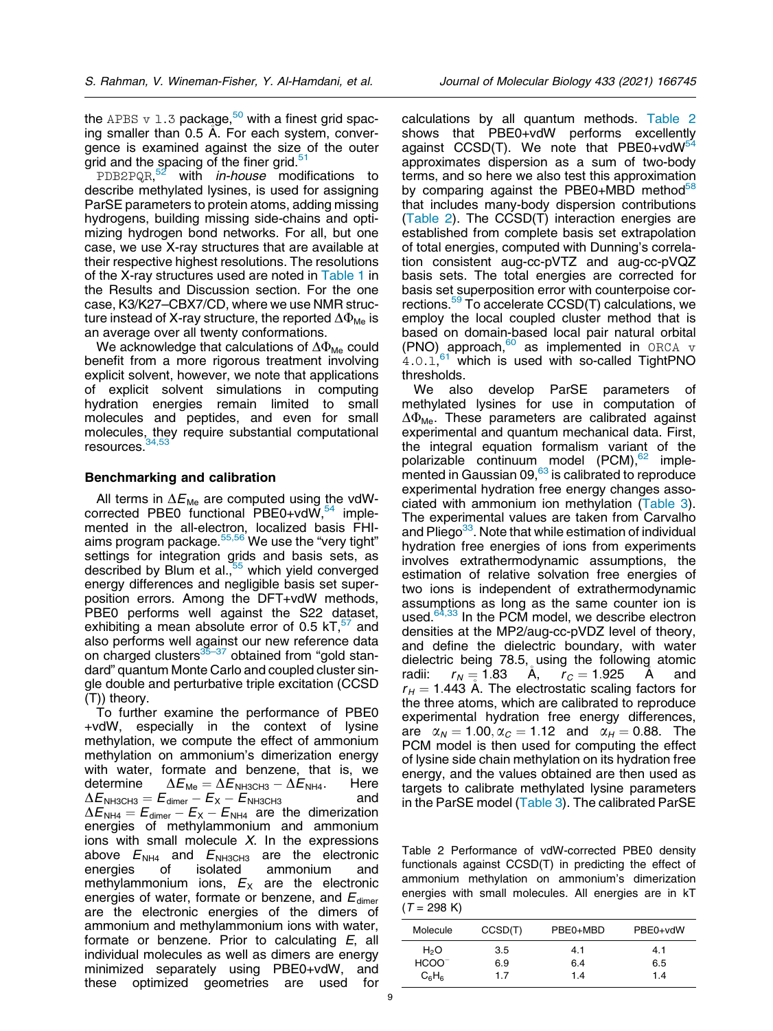the APBS v 1.3 package,[50] with a finest grid spacing smaller than 0.5 Å. For each system, convergence is examined against the size of the outer grid and the spacing of the finer grid.[51]

PDB2PQR,[52] with *in-house* modifications to describe methylated lysines, is used for assigning ParSE parameters to protein atoms, adding missing hydrogens, building missing side-chains and optimizing hydrogen bond networks. For all, but one case, we use X-ray structures that are available at their respective highest resolutions. The resolutions of the X-ray structures used are noted in Table 1 in the Results and Discussion section. For the one case, K3/K27–CBX7/CD, where we use NMR structure instead of X-ray structure, the reported $\Delta\Phi_{Me}$ is an average over all twenty conformations.

We acknowledge that calculations of $\Delta\Phi_{Me}$ could benefit from a more rigorous treatment involving explicit solvent, however, we note that applications of explicit solvent simulations in computing hydration energies remain limited to small molecules and peptides, and even for small molecules, they require substantial computational resources.[34,53]

### Benchmarking and calibration

All terms in $\Delta E_{Me}$ are computed using the vdW-corrected PBE0 functional PBE0+vdW,[54] implemented in the all-electron, localized basis FHI-aims program package.[55,56] We use the "very tight" settings for integration grids and basis sets, as described by Blum et al.,[55] which yield converged energy differences and negligible basis set superposition errors. Among the DFT+vdW methods, PBE0 performs well against the S22 dataset, exhibiting a mean absolute error of 0.5 kT,[57] and also performs well against our new reference data on charged clusters[35–37] obtained from "gold standard" quantum Monte Carlo and coupled cluster single double and perturbative triple excitation (CCSD (T)) theory.

To further examine the performance of PBE0+vdW, especially in the context of lysine methylation, we compute the effect of ammonium methylation on ammonium's dimerization energy with water, formate and benzene, that is, we determine $\Delta E_{Me} = \Delta E_{NH3CH3} - \Delta E_{NH4}$. Here $\Delta E_{NH3CH3} = E_{dimer} - E_X - E_{NH3CH3}$ and $\Delta E_{NH4} = E_{dimer} - E_X - E_{NH4}$ are the dimerization energies of methylammonium and ammonium ions with small molecule *X*. In the expressions above $E_{NH4}$ and $E_{NH3CH3}$ are the electronic energies of isolated ammonium and methylammonium ions, $E_X$ are the electronic energies of water, formate or benzene, and $E_{dimer}$ are the electronic energies of the dimers of ammonium and methylammonium ions with water, formate or benzene. Prior to calculating *E*, all individual molecules as well as dimers are energy minimized separately using PBE0+vdW, and these optimized geometries are used for calculations by all quantum methods. Table 2 shows that PBE0+vdW performs excellently against CCSD(T). We note that PBE0+vdW[54] approximates dispersion as a sum of two-body terms, and so here we also test this approximation by comparing against the PBE0+MBD method[58] that includes many-body dispersion contributions (Table 2). The CCSD(T) interaction energies are established from complete basis set extrapolation of total energies, computed with Dunning's correlation consistent aug-cc-pVTZ and aug-cc-pVQZ basis sets. The total energies are corrected for basis set superposition error with counterpoise corrections.[59] To accelerate CCSD(T) calculations, we employ the local coupled cluster method that is based on domain-based local pair natural orbital (PNO) approach,[60] as implemented in ORCA v 4.0.1,[61] which is used with so-called TightPNO thresholds.

We also develop ParSE parameters of methylated lysines for use in computation of $\Delta\Phi_{Me}$. These parameters are calibrated against experimental and quantum mechanical data. First, the integral equation formalism variant of the polarizable continuum model (PCM),[62] implemented in Gaussian 09,[63] is calibrated to reproduce experimental hydration free energy changes associated with ammonium ion methylation (Table 3). The experimental values are taken from Carvalho and Pliego[33]. Note that while estimation of individual hydration free energies of ions from experiments involves extrathermodynamic assumptions, the estimation of relative solvation free energies of two ions is independent of extrathermodynamic assumptions as long as the same counter ion is used.[64,33] In the PCM model, we describe electron densities at the MP2/aug-cc-pVDZ level of theory, and define the dielectric boundary, with water dielectric being 78.5, using the following atomic radii: $r_N = 1.83$ Å, $r_C = 1.925$ Å and $r_H = 1.443$ Å. The electrostatic scaling factors for the three atoms, which are calibrated to reproduce experimental hydration free energy differences, are $\alpha_N = 1.00, \alpha_C = 1.12$ and $\alpha_H = 0.88$. The PCM model is then used for computing the effect of lysine side chain methylation on its hydration free energy, and the values obtained are then used as targets to calibrate methylated lysine parameters in the ParSE model (Table 3). The calibrated ParSE

Table 2 Performance of vdW-corrected PBE0 density functionals against CCSD(T) in predicting the effect of ammonium methylation on ammonium's dimerization energies with small molecules. All energies are in kT ($T$ = 298 K)

| Molecule | CCSD(T) | PBE0+MBD | PBE0+vdW |
|---|---|---|---|
| $H_2O$ | 3.5 | 4.1 | 4.1 |
| $HCOO^-$ | 6.9 | 6.4 | 6.5 |
| $C_6H_6$ | 1.7 | 1.4 | 1.4 |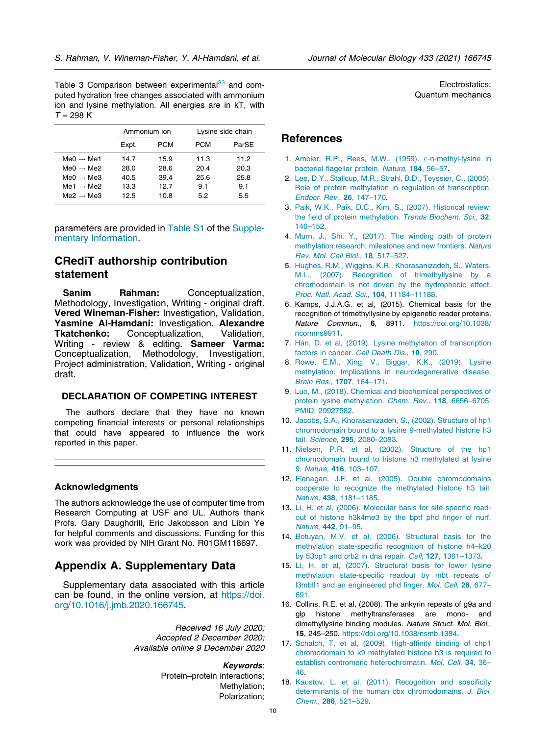Table 3 Comparison between experimental[33] and computed hydration free changes associated with ammonium ion and lysine methylation. All energies are in kT, with $T$ = 298 K

| | Ammonium ion | | Lysine side chain | |
|---|---|---|---|---|
| | Expt. | PCM | PCM | ParSE |
| Me0 → Me1 | 14.7 | 15.9 | 11.3 | 11.2 |
| Me0 → Me2 | 28.0 | 28.6 | 20.4 | 20.3 |
| Me0 → Me3 | 40.5 | 39.4 | 25.6 | 25.8 |
| Me1 → Me2 | 13.3 | 12.7 | 9.1 | 9.1 |
| Me2 → Me3 | 12.5 | 10.8 | 5.2 | 5.5 |

parameters are provided in Table S1 of the Supplementary Information.

## CRediT authorship contribution statement

**Sanim Rahman:** Conceptualization, Methodology, Investigation, Writing - original draft. **Vered Wineman-Fisher:** Investigation, Validation. **Yasmine Al-Hamdani:** Investigation. **Alexandre Tkatchenko:** Conceptualization, Validation, Writing - review & editing. **Sameer Varma:** Conceptualization, Methodology, Investigation, Project administration, Validation, Writing - original draft.

### DECLARATION OF COMPETING INTEREST

The authors declare that they have no known competing financial interests or personal relationships that could have appeared to influence the work reported in this paper.

### Acknowledgments

The authors acknowledge the use of computer time from Research Computing at USF and UL. Authors thank Profs. Gary Daughdrill, Eric Jakobsson and Libin Ye for helpful comments and discussions. Funding for this work was provided by NIH Grant No. R01GM118697.

## Appendix A. Supplementary Data

Supplementary data associated with this article can be found, in the online version, at https://doi.org/10.1016/j.jmb.2020.166745.

*Received 16 July 2020;*
*Accepted 2 December 2020;*
*Available online 9 December 2020*

***Keywords***:
Protein–protein interactions;
Methylation;
Polarization;
Electrostatics;
Quantum mechanics

## References

1. Ambler, R.P., Rees, M.W., (1959). ε-n-methyl-lysine in bacterial flagellar protein. *Nature*, **184**, 56–57.
2. Lee, D.Y., Stallcup, M.R., Strahl, B.D., Teyssier, C., (2005). Role of protein methylation in regulation of transcription. *Endocr. Rev.*, **26**, 147–170.
3. Paik, W.K., Paik, D.C., Kim, S., (2007). Historical review: the field of protein methylation. *Trends Biochem. Sci.*, **32**, 146–152.
4. Murn, J., Shi, Y., (2017). The winding path of protein methylation research: milestones and new frontiers. *Nature Rev. Mol. Cell Biol.*, **18**, 517–527.
5. Hughes, R.M., Wiggins, K.R., Khorasanizadeh, S., Waters, M.L., (2007). Recognition of trimethyllysine by a chromodomain is not driven by the hydrophobic effect. *Proc. Natl. Acad. Sci.*, **104**, 11184–11188.
6. Kamps, J.J.A.G. et al, (2015). Chemical basis for the recognition of trimethyllysine by epigenetic reader proteins. *Nature Commun.*, **6**, 8911. https://doi.org/10.1038/ncomms9911.
7. Han, D. et al, (2019). Lysine methylation of transcription factors in cancer. *Cell Death Dis.*, **10**, 290.
8. Rowe, E.M., Xing, V., Biggar, K.K., (2019). Lysine methylation: Implications in neurodegenerative disease. *Brain Res.*, **1707**, 164–171.
9. Luo, M., (2018). Chemical and biochemical perspectives of protein lysine methylation. *Chem. Rev.*, **118**, 6656–6705. PMID: 29927582.
10. Jacobs, S.A., Khorasanizadeh, S., (2002). Structure of hp1 chromodomain bound to a lysine 9-methylated histone h3 tail. *Science*, **295**, 2080–2083.
11. Nielsen, P.R. et al, (2002). Structure of the hp1 chromodomain bound to histone h3 methylated at lysine 9. *Nature*, **416**, 103–107.
12. Flanagan, J.F. et al, (2005). Double chromodomains cooperate to recognize the methylated histone h3 tail. *Nature*, **438**, 1181–1185.
13. Li, H. et al, (2006). Molecular basis for site-specific read-out of histone h3k4me3 by the bptf phd finger of nurf. *Nature*, **442**, 91–95.
14. Botuyan, M.V. et al, (2006). Structural basis for the methylation state-specific recognition of histone h4–k20 by 53bp1 and crb2 in dna repair. *Cell*, **127**, 1361–1373.
15. Li, H. et al, (2007). Structural basis for lower lysine methylation state-specific readout by mbt repeats of l3mbtl1 and an engineered phd finger. *Mol. Cell*, **28**, 677–691.
16. Collins, R.E. et al, (2008). The ankyrin repeats of g9a and glp histone methyltransferases are mono- and dimethyllysine binding modules. *Nature Struct. Mol. Biol.*, **15**, 245–250. https://doi.org/10.1038/nsmb.1384.
17. Schalch, T. et al, (2009). High-affinity binding of chp1 chromodomain to k9 methylated histone h3 is required to establish centromeric heterochromatin. *Mol. Cell*, **34**, 36–46.
18. Kaustov, L. et al, (2011). Recognition and specificity determinants of the human cbx chromodomains. *J. Biol. Chem.*, **286**, 521–529.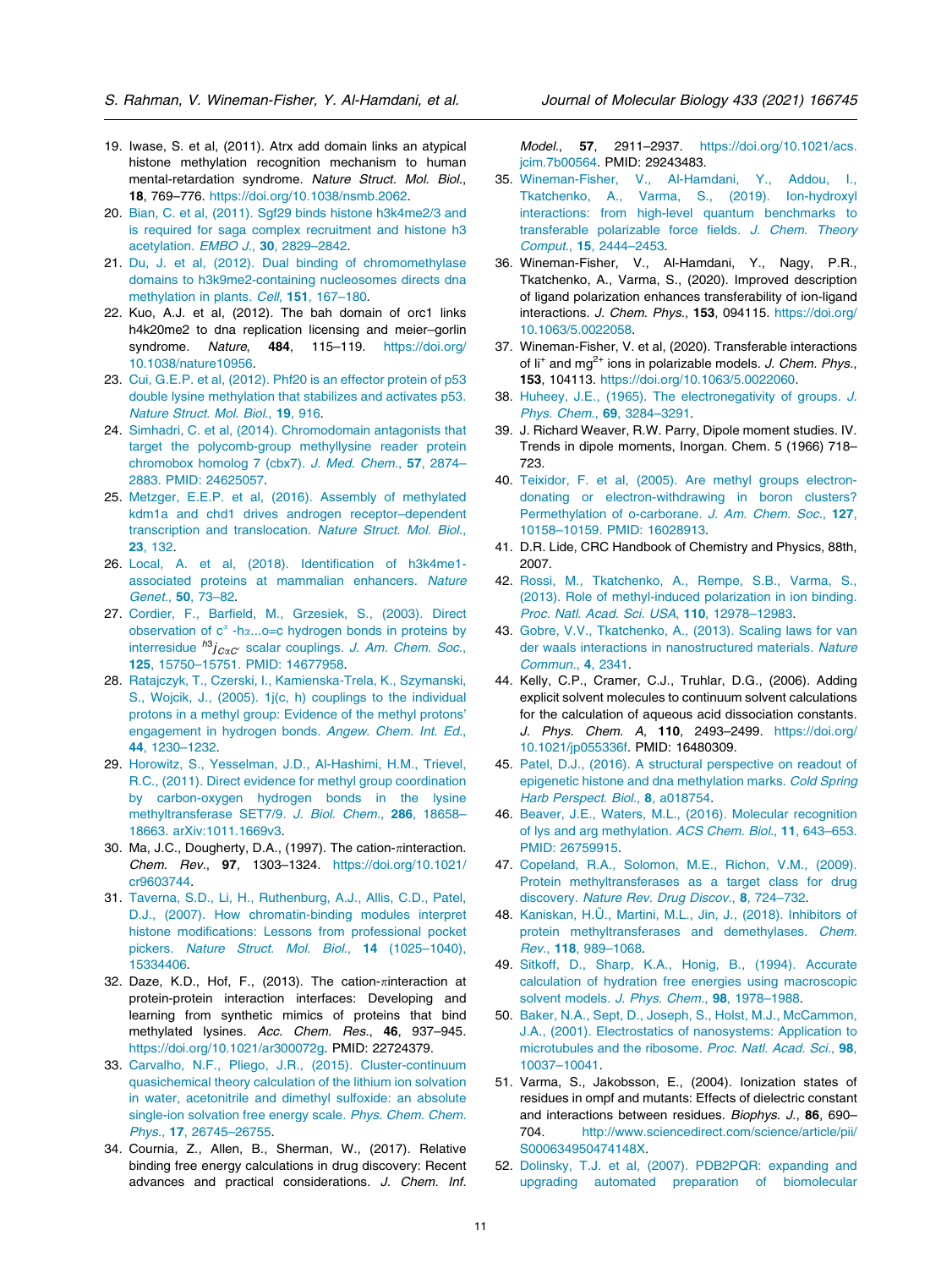19. Iwase, S. et al, (2011). Atrx add domain links an atypical histone methylation recognition mechanism to human mental-retardation syndrome. *Nature Struct. Mol. Biol.*, **18**, 769–776. https://doi.org/10.1038/nsmb.2062.
20. Bian, C. et al, (2011). Sgf29 binds histone h3k4me2/3 and is required for saga complex recruitment and histone h3 acetylation. *EMBO J.*, **30**, 2829–2842.
21. Du, J. et al, (2012). Dual binding of chromomethylase domains to h3k9me2-containing nucleosomes directs dna methylation in plants. *Cell*, **151**, 167–180.
22. Kuo, A.J. et al, (2012). The bah domain of orc1 links h4k20me2 to dna replication licensing and meier–gorlin syndrome. *Nature*, **484**, 115–119. https://doi.org/10.1038/nature10956.
23. Cui, G.E.P. et al, (2012). Phf20 is an effector protein of p53 double lysine methylation that stabilizes and activates p53. *Nature Struct. Mol. Biol.*, **19**, 916.
24. Simhadri, C. et al, (2014). Chromodomain antagonists that target the polycomb-group methyllysine reader protein chromobox homolog 7 (cbx7). *J. Med. Chem.*, **57**, 2874–2883. PMID: 24625057.
25. Metzger, E.E.P. et al, (2016). Assembly of methylated kdm1a and chd1 drives androgen receptor–dependent transcription and translocation. *Nature Struct. Mol. Biol.*, **23**, 132.
26. Local, A. et al, (2018). Identification of h3k4me1-associated proteins at mammalian enhancers. *Nature Genet.*, **50**, 73–82.
27. Cordier, F., Barfield, M., Grzesiek, S., (2003). Direct observation of $c^{\alpha}$ -h$\alpha$...o=c hydrogen bonds in proteins by interresidue $^{h3}j_{C\alpha C'}$ scalar couplings. *J. Am. Chem. Soc.*, **125**, 15750–15751. PMID: 14677958.
28. Ratajczyk, T., Czerski, I., Kamienska-Trela, K., Szymanski, S., Wojcik, J., (2005). 1j(c, h) couplings to the individual protons in a methyl group: Evidence of the methyl protons' engagement in hydrogen bonds. *Angew. Chem. Int. Ed.*, **44**, 1230–1232.
29. Horowitz, S., Yesselman, J.D., Al-Hashimi, H.M., Trievel, R.C., (2011). Direct evidence for methyl group coordination by carbon-oxygen hydrogen bonds in the lysine methyltransferase SET7/9. *J. Biol. Chem.*, **286**, 18658–18663. arXiv:1011.1669v3.
30. Ma, J.C., Dougherty, D.A., (1997). The cation-$\pi$interaction. *Chem. Rev.*, **97**, 1303–1324. https://doi.org/10.1021/cr9603744.
31. Taverna, S.D., Li, H., Ruthenburg, A.J., Allis, C.D., Patel, D.J., (2007). How chromatin-binding modules interpret histone modifications: Lessons from professional pocket pickers. *Nature Struct. Mol. Biol.*, **14** (1025–1040), 15334406.
32. Daze, K.D., Hof, F., (2013). The cation-$\pi$interaction at protein-protein interaction interfaces: Developing and learning from synthetic mimics of proteins that bind methylated lysines. *Acc. Chem. Res.*, **46**, 937–945. https://doi.org/10.1021/ar300072g. PMID: 22724379.
33. Carvalho, N.F., Pliego, J.R., (2015). Cluster-continuum quasichemical theory calculation of the lithium ion solvation in water, acetonitrile and dimethyl sulfoxide: an absolute single-ion solvation free energy scale. *Phys. Chem. Chem. Phys.*, **17**, 26745–26755.
34. Cournia, Z., Allen, B., Sherman, W., (2017). Relative binding free energy calculations in drug discovery: Recent advances and practical considerations. *J. Chem. Inf. Model.*, **57**, 2911–2937. https://doi.org/10.1021/acs.jcim.7b00564. PMID: 29243483.
35. Wineman-Fisher, V., Al-Hamdani, Y., Addou, I., Tkatchenko, A., Varma, S., (2019). Ion-hydroxyl interactions: from high-level quantum benchmarks to transferable polarizable force fields. *J. Chem. Theory Comput.*, **15**, 2444–2453.
36. Wineman-Fisher, V., Al-Hamdani, Y., Nagy, P.R., Tkatchenko, A., Varma, S., (2020). Improved description of ligand polarization enhances transferability of ion-ligand interactions. *J. Chem. Phys.*, **153**, 094115. https://doi.org/10.1063/5.0022058.
37. Wineman-Fisher, V. et al, (2020). Transferable interactions of $li^{+}$ and $mg^{2+}$ ions in polarizable models. *J. Chem. Phys.*, **153**, 104113. https://doi.org/10.1063/5.0022060.
38. Huheey, J.E., (1965). The electronegativity of groups. *J. Phys. Chem.*, **69**, 3284–3291.
39. J. Richard Weaver, R.W. Parry, Dipole moment studies. IV. Trends in dipole moments, Inorgan. Chem. 5 (1966) 718–723.
40. Teixidor, F. et al, (2005). Are methyl groups electron-donating or electron-withdrawing in boron clusters? Permethylation of o-carborane. *J. Am. Chem. Soc.*, **127**, 10158–10159. PMID: 16028913.
41. D.R. Lide, CRC Handbook of Chemistry and Physics, 88th, 2007.
42. Rossi, M., Tkatchenko, A., Rempe, S.B., Varma, S., (2013). Role of methyl-induced polarization in ion binding. *Proc. Natl. Acad. Sci. USA*, **110**, 12978–12983.
43. Gobre, V.V., Tkatchenko, A., (2013). Scaling laws for van der waals interactions in nanostructured materials. *Nature Commun.*, **4**, 2341.
44. Kelly, C.P., Cramer, C.J., Truhlar, D.G., (2006). Adding explicit solvent molecules to continuum solvent calculations for the calculation of aqueous acid dissociation constants. *J. Phys. Chem. A*, **110**, 2493–2499. https://doi.org/10.1021/jp055336f. PMID: 16480309.
45. Patel, D.J., (2016). A structural perspective on readout of epigenetic histone and dna methylation marks. *Cold Spring Harb Perspect. Biol.*, **8**, a018754.
46. Beaver, J.E., Waters, M.L., (2016). Molecular recognition of lys and arg methylation. *ACS Chem. Biol.*, **11**, 643–653. PMID: 26759915.
47. Copeland, R.A., Solomon, M.E., Richon, V.M., (2009). Protein methyltransferases as a target class for drug discovery. *Nature Rev. Drug Discov.*, **8**, 724–732.
48. Kaniskan, H.Ü., Martini, M.L., Jin, J., (2018). Inhibitors of protein methyltransferases and demethylases. *Chem. Rev.*, **118**, 989–1068.
49. Sitkoff, D., Sharp, K.A., Honig, B., (1994). Accurate calculation of hydration free energies using macroscopic solvent models. *J. Phys. Chem.*, **98**, 1978–1988.
50. Baker, N.A., Sept, D., Joseph, S., Holst, M.J., McCammon, J.A., (2001). Electrostatics of nanosystems: Application to microtubules and the ribosome. *Proc. Natl. Acad. Sci.*, **98**, 10037–10041.
51. Varma, S., Jakobsson, E., (2004). Ionization states of residues in ompf and mutants: Effects of dielectric constant and interactions between residues. *Biophys. J.*, **86**, 690–704. http://www.sciencedirect.com/science/article/pii/S000634950474148X.
52. Dolinsky, T.J. et al, (2007). PDB2PQR: expanding and upgrading automated preparation of biomolecular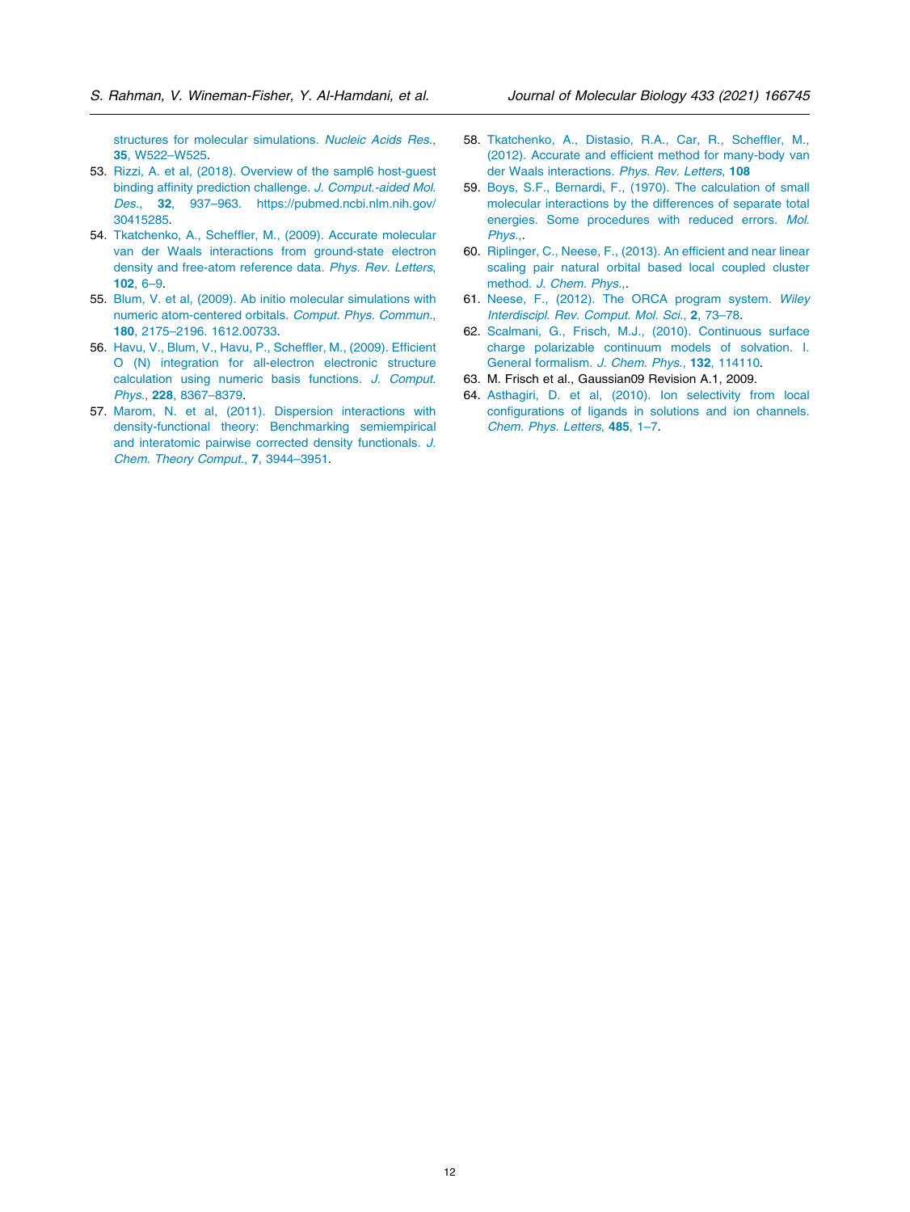structures for molecular simulations. *Nucleic Acids Res.*, **35**, W522–W525.

53. Rizzi, A. et al, (2018). Overview of the sampl6 host-guest binding affinity prediction challenge. *J. Comput.-aided Mol. Des.*, **32**, 937–963. https://pubmed.ncbi.nlm.nih.gov/30415285.
54. Tkatchenko, A., Scheffler, M., (2009). Accurate molecular van der Waals interactions from ground-state electron density and free-atom reference data. *Phys. Rev. Letters*, **102**, 6–9.
55. Blum, V. et al, (2009). Ab initio molecular simulations with numeric atom-centered orbitals. *Comput. Phys. Commun.*, **180**, 2175–2196. 1612.00733.
56. Havu, V., Blum, V., Havu, P., Scheffler, M., (2009). Efficient O (N) integration for all-electron electronic structure calculation using numeric basis functions. *J. Comput. Phys.*, **228**, 8367–8379.
57. Marom, N. et al, (2011). Dispersion interactions with density-functional theory: Benchmarking semiempirical and interatomic pairwise corrected density functionals. *J. Chem. Theory Comput.*, **7**, 3944–3951.
58. Tkatchenko, A., Distasio, R.A., Car, R., Scheffler, M., (2012). Accurate and efficient method for many-body van der Waals interactions. *Phys. Rev. Letters*, **108**
59. Boys, S.F., Bernardi, F., (1970). The calculation of small molecular interactions by the differences of separate total energies. Some procedures with reduced errors. *Mol. Phys.*,.
60. Riplinger, C., Neese, F., (2013). An efficient and near linear scaling pair natural orbital based local coupled cluster method. *J. Chem. Phys.*,.
61. Neese, F., (2012). The ORCA program system. *Wiley Interdiscipl. Rev. Comput. Mol. Sci.*, **2**, 73–78.
62. Scalmani, G., Frisch, M.J., (2010). Continuous surface charge polarizable continuum models of solvation. I. General formalism. *J. Chem. Phys.*, **132**, 114110.
63. M. Frisch et al., Gaussian09 Revision A.1, 2009.
64. Asthagiri, D. et al, (2010). Ion selectivity from local configurations of ligands in solutions and ion channels. *Chem. Phys. Letters*, **485**, 1–7.